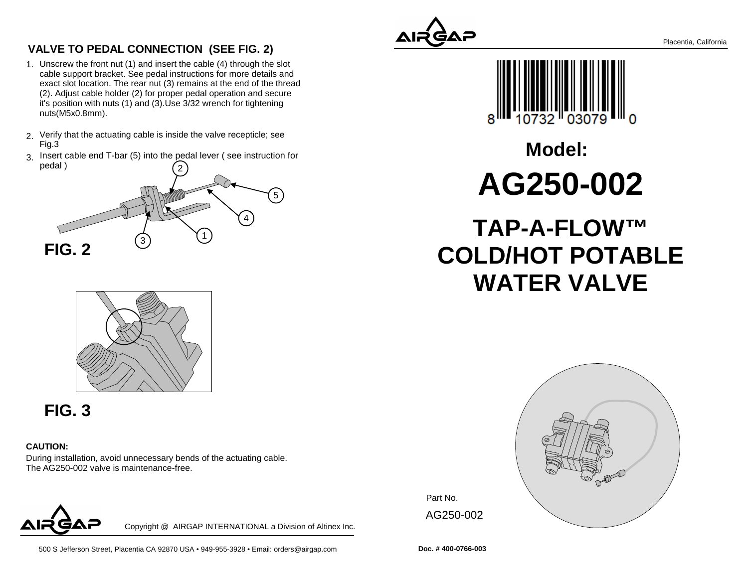## VALVE TO PEDAL CONNECTION (SEE FIG. 2)

1. Unscrew the front nut (1) and insert the cable (4) through the slot cable support bracket. See pedal instructions for more details and exact slot location. The rear nut (3) remains at the end of the thread (2). Adjust cable holder (2) for proper pedal operation and secure it's position with nuts (1) and (3).Use 3/32 wrench for tightening nuts(M5x0.8mm).
2. Verify that the actuating cable is inside the valve recepticle; see Fig.3
3. Insert cable end T-bar (5) into the pedal lever ( see instruction for pedal )

**FIG. 2**

**FIG. 3**

**CAUTION:**

During installation, avoid unnecessary bends of the actuating cable.
The AG250-002 valve is maintenance-free.

Copyright @ AIRGAP INTERNATIONAL a Division of Altinex Inc.

500 S Jefferson Street, Placentia CA 92870 USA • 949-955-3928 • Email: orders@airgap.com

AIRGAP

Placentia, California

8 10732 03079 0

# Model:

# AG250-002

# TAP-A-FLOW™ COLD/HOT POTABLE WATER VALVE

Part No.

AG250-002

**Doc. # 400-0766-003**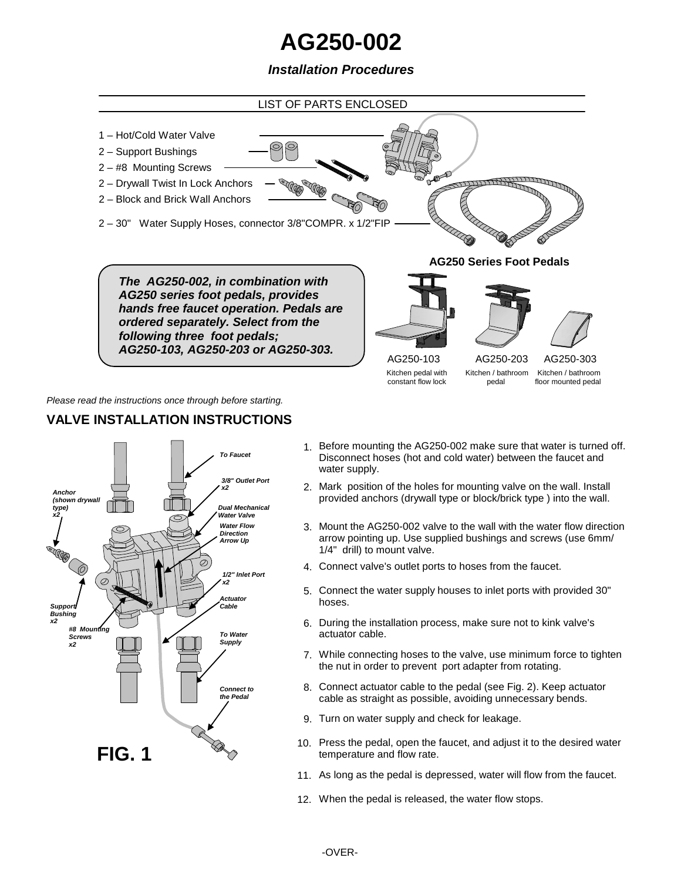# AG250-002

***Installation Procedures***

LIST OF PARTS ENCLOSED

1 – Hot/Cold Water Valve
2 – Support Bushings
2 – #8 Mounting Screws
2 – Drywall Twist In Lock Anchors
2 – Block and Brick Wall Anchors
2 – 30" Water Supply Hoses, connector 3/8"COMPR. x 1/2"FIP

***The AG250-002, in combination with AG250 series foot pedals, provides hands free faucet operation. Pedals are ordered separately. Select from the following three foot pedals; AG250-103, AG250-203 or AG250-303.***

**AG250 Series Foot Pedals**

AG250-103
Kitchen pedal with constant flow lock

AG250-203
Kitchen / bathroom pedal

AG250-303
Kitchen / bathroom floor mounted pedal

*Please read the instructions once through before starting.*

## VALVE INSTALLATION INSTRUCTIONS

To Faucet
3/8" Outlet Port x2
Anchor (shown drywall type) x2
Dual Mechanical Water Valve
Water Flow Direction Arrow Up
1/2" Inlet Port x2
Actuator Cable
Support Bushing x2
#8 Mounting Screws x2
To Water Supply
Connect to the Pedal

**FIG. 1**

1. Before mounting the AG250-002 make sure that water is turned off. Disconnect hoses (hot and cold water) between the faucet and water supply.
2. Mark position of the holes for mounting valve on the wall. Install provided anchors (drywall type or block/brick type ) into the wall.
3. Mount the AG250-002 valve to the wall with the water flow direction arrow pointing up. Use supplied bushings and screws (use 6mm/ 1/4" drill) to mount valve.
4. Connect valve's outlet ports to hoses from the faucet.
5. Connect the water supply houses to inlet ports with provided 30" hoses.
6. During the installation process, make sure not to kink valve's actuator cable.
7. While connecting hoses to the valve, use minimum force to tighten the nut in order to prevent port adapter from rotating.
8. Connect actuator cable to the pedal (see Fig. 2). Keep actuator cable as straight as possible, avoiding unnecessary bends.
9. Turn on water supply and check for leakage.
10. Press the pedal, open the faucet, and adjust it to the desired water temperature and flow rate.
11. As long as the pedal is depressed, water will flow from the faucet.
12. When the pedal is released, the water flow stops.

-OVER-